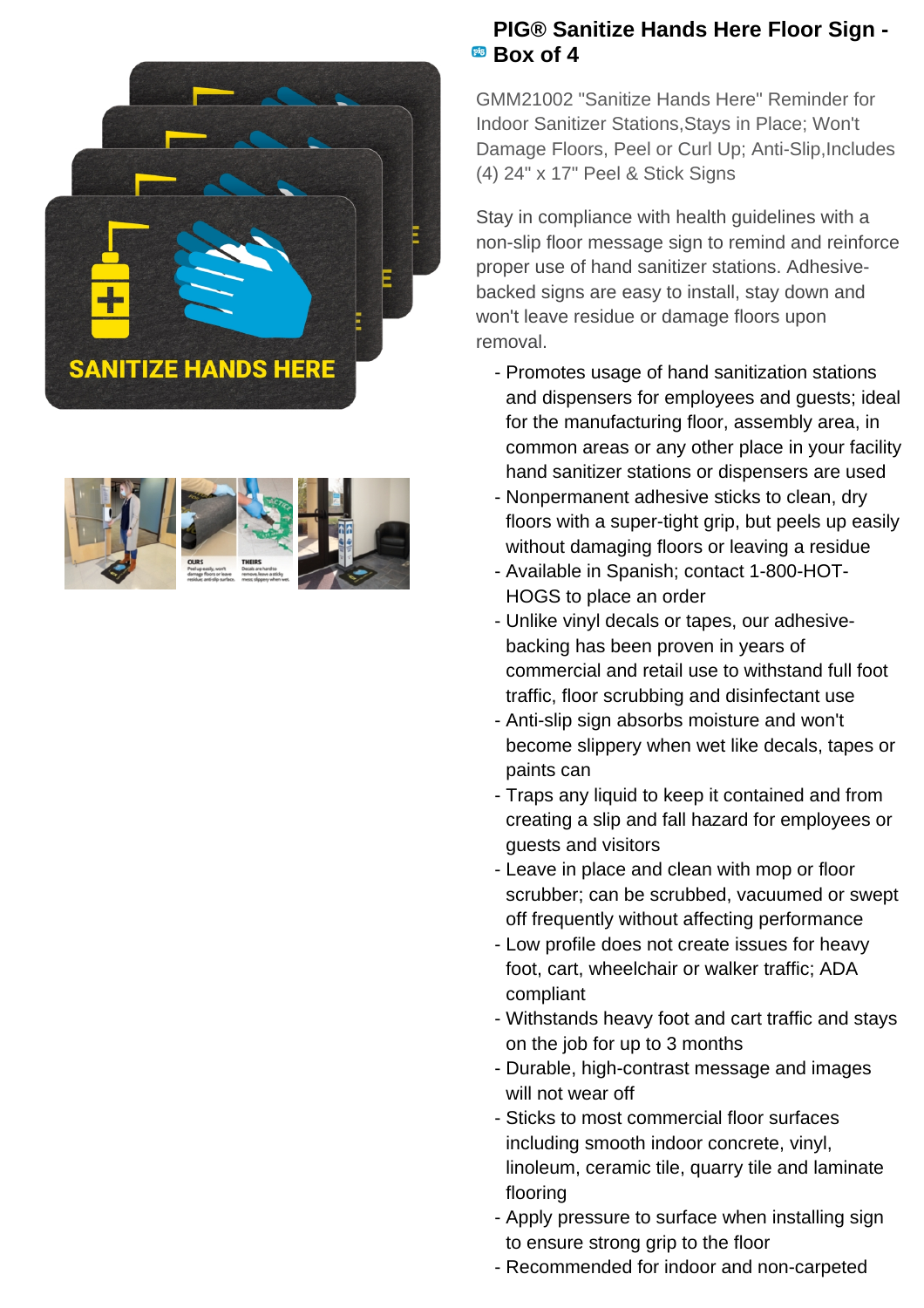# PIG® Sanitize Hands Here Floor Sign - Box of 4

GMM21002 "Sanitize Hands Here" Reminder for Indoor Sanitizer Stations,Stays in Place; Won't Damage Floors, Peel or Curl Up; Anti-Slip,Includes (4) 24" x 17" Peel & Stick Signs

Stay in compliance with health guidelines with a non-slip floor message sign to remind and reinforce proper use of hand sanitizer stations. Adhesive-backed signs are easy to install, stay down and won't leave residue or damage floors upon removal.

- Promotes usage of hand sanitization stations and dispensers for employees and guests; ideal for the manufacturing floor, assembly area, in common areas or any other place in your facility hand sanitizer stations or dispensers are used
- Nonpermanent adhesive sticks to clean, dry floors with a super-tight grip, but peels up easily without damaging floors or leaving a residue
- Available in Spanish; contact 1-800-HOT-HOGS to place an order
- Unlike vinyl decals or tapes, our adhesive-backing has been proven in years of commercial and retail use to withstand full foot traffic, floor scrubbing and disinfectant use
- Anti-slip sign absorbs moisture and won't become slippery when wet like decals, tapes or paints can
- Traps any liquid to keep it contained and from creating a slip and fall hazard for employees or guests and visitors
- Leave in place and clean with mop or floor scrubber; can be scrubbed, vacuumed or swept off frequently without affecting performance
- Low profile does not create issues for heavy foot, cart, wheelchair or walker traffic; ADA compliant
- Withstands heavy foot and cart traffic and stays on the job for up to 3 months
- Durable, high-contrast message and images will not wear off
- Sticks to most commercial floor surfaces including smooth indoor concrete, vinyl, linoleum, ceramic tile, quarry tile and laminate flooring
- Apply pressure to surface when installing sign to ensure strong grip to the floor
- Recommended for indoor and non-carpeted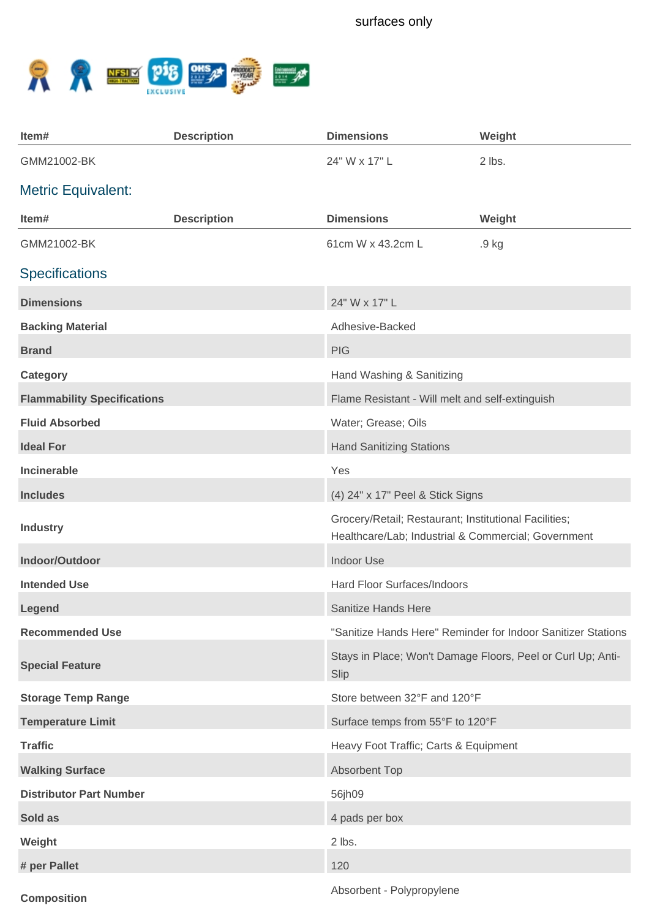surfaces only

| Item# | Description | Dimensions | Weight |
| --- | --- | --- | --- |
| GMM21002-BK | | 24" W x 17" L | 2 lbs. |

## Metric Equivalent:

| Item# | Description | Dimensions | Weight |
| --- | --- | --- | --- |
| GMM21002-BK | | 61cm W x 43.2cm L | .9 kg |

## Specifications

| | |
| --- | --- |
| **Dimensions** | 24" W x 17" L |
| **Backing Material** | Adhesive-Backed |
| **Brand** | PIG |
| **Category** | Hand Washing & Sanitizing |
| **Flammability Specifications** | Flame Resistant - Will melt and self-extinguish |
| **Fluid Absorbed** | Water; Grease; Oils |
| **Ideal For** | Hand Sanitizing Stations |
| **Incinerable** | Yes |
| **Includes** | (4) 24" x 17" Peel & Stick Signs |
| **Industry** | Grocery/Retail; Restaurant; Institutional Facilities; Healthcare/Lab; Industrial & Commercial; Government |
| **Indoor/Outdoor** | Indoor Use |
| **Intended Use** | Hard Floor Surfaces/Indoors |
| **Legend** | Sanitize Hands Here |
| **Recommended Use** | "Sanitize Hands Here" Reminder for Indoor Sanitizer Stations |
| **Special Feature** | Stays in Place; Won't Damage Floors, Peel or Curl Up; Anti-Slip |
| **Storage Temp Range** | Store between 32°F and 120°F |
| **Temperature Limit** | Surface temps from 55°F to 120°F |
| **Traffic** | Heavy Foot Traffic; Carts & Equipment |
| **Walking Surface** | Absorbent Top |
| **Distributor Part Number** | 56jh09 |
| **Sold as** | 4 pads per box |
| **Weight** | 2 lbs. |
| **# per Pallet** | 120 |
| **Composition** | Absorbent - Polypropylene |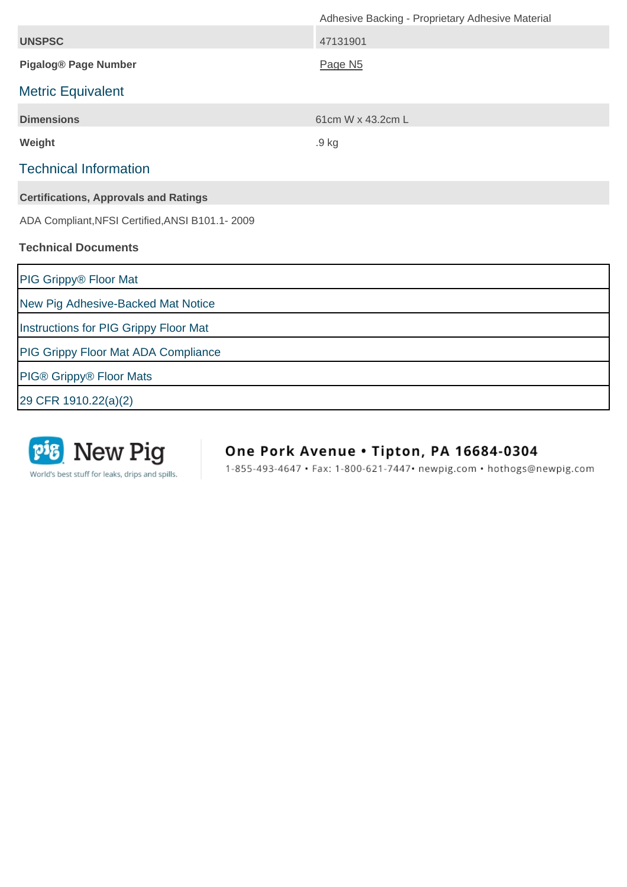| | |
|---|---|
| | Adhesive Backing - Proprietary Adhesive Material |
| **UNSPSC** | 47131901 |
| **Pigalog® Page Number** | Page N5 |

## Metric Equivalent

| | |
|---|---|
| **Dimensions** | 61cm W x 43.2cm L |
| **Weight** | .9 kg |

## Technical Information

**Certifications, Approvals and Ratings**

ADA Compliant,NFSI Certified,ANSI B101.1- 2009

### Technical Documents

| |
|---|
| PIG Grippy® Floor Mat |
| New Pig Adhesive-Backed Mat Notice |
| Instructions for PIG Grippy Floor Mat |
| PIG Grippy Floor Mat ADA Compliance |
| PIG® Grippy® Floor Mats |
| 29 CFR 1910.22(a)(2) |

New Pig
World's best stuff for leaks, drips and spills.

**One Pork Avenue • Tipton, PA 16684-0304**
1-855-493-4647 • Fax: 1-800-621-7447• newpig.com • hothogs@newpig.com